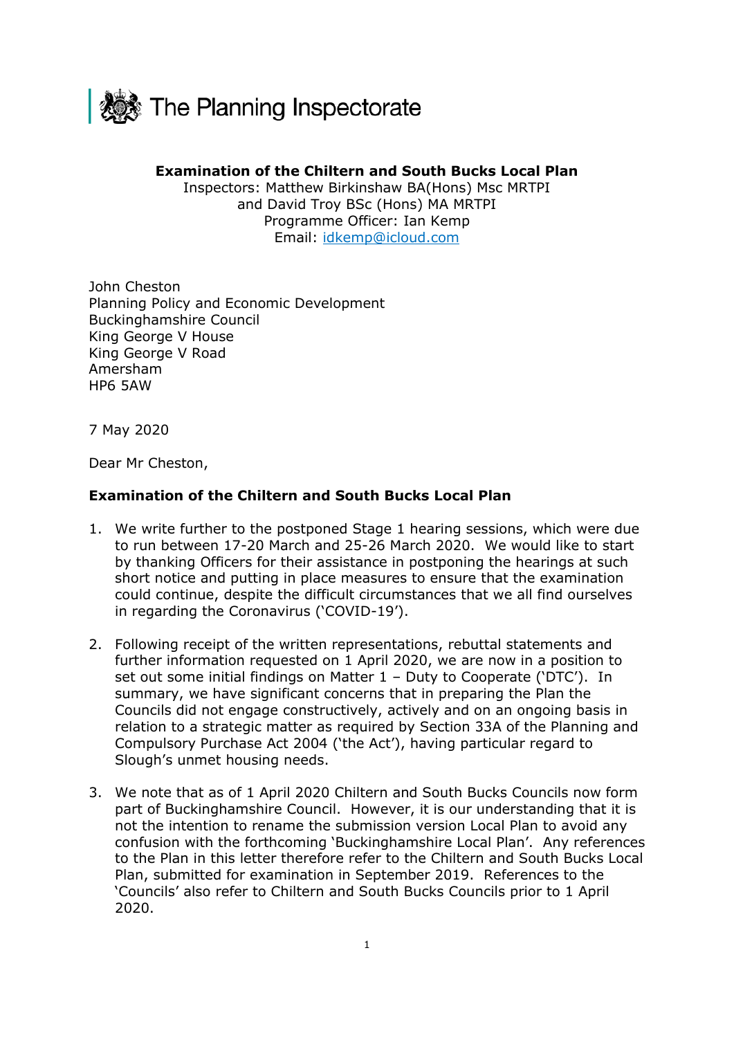The Planning Inspectorate

**Examination of the Chiltern and South Bucks Local Plan**
Inspectors: Matthew Birkinshaw BA(Hons) Msc MRTPI
and David Troy BSc (Hons) MA MRTPI
Programme Officer: Ian Kemp
Email: idkemp@icloud.com

John Cheston
Planning Policy and Economic Development
Buckinghamshire Council
King George V House
King George V Road
Amersham
HP6 5AW

7 May 2020

Dear Mr Cheston,

**Examination of the Chiltern and South Bucks Local Plan**

1. We write further to the postponed Stage 1 hearing sessions, which were due to run between 17-20 March and 25-26 March 2020. We would like to start by thanking Officers for their assistance in postponing the hearings at such short notice and putting in place measures to ensure that the examination could continue, despite the difficult circumstances that we all find ourselves in regarding the Coronavirus ('COVID-19').

2. Following receipt of the written representations, rebuttal statements and further information requested on 1 April 2020, we are now in a position to set out some initial findings on Matter 1 – Duty to Cooperate ('DTC'). In summary, we have significant concerns that in preparing the Plan the Councils did not engage constructively, actively and on an ongoing basis in relation to a strategic matter as required by Section 33A of the Planning and Compulsory Purchase Act 2004 ('the Act'), having particular regard to Slough's unmet housing needs.

3. We note that as of 1 April 2020 Chiltern and South Bucks Councils now form part of Buckinghamshire Council. However, it is our understanding that it is not the intention to rename the submission version Local Plan to avoid any confusion with the forthcoming 'Buckinghamshire Local Plan'. Any references to the Plan in this letter therefore refer to the Chiltern and South Bucks Local Plan, submitted for examination in September 2019. References to the 'Councils' also refer to Chiltern and South Bucks Councils prior to 1 April 2020.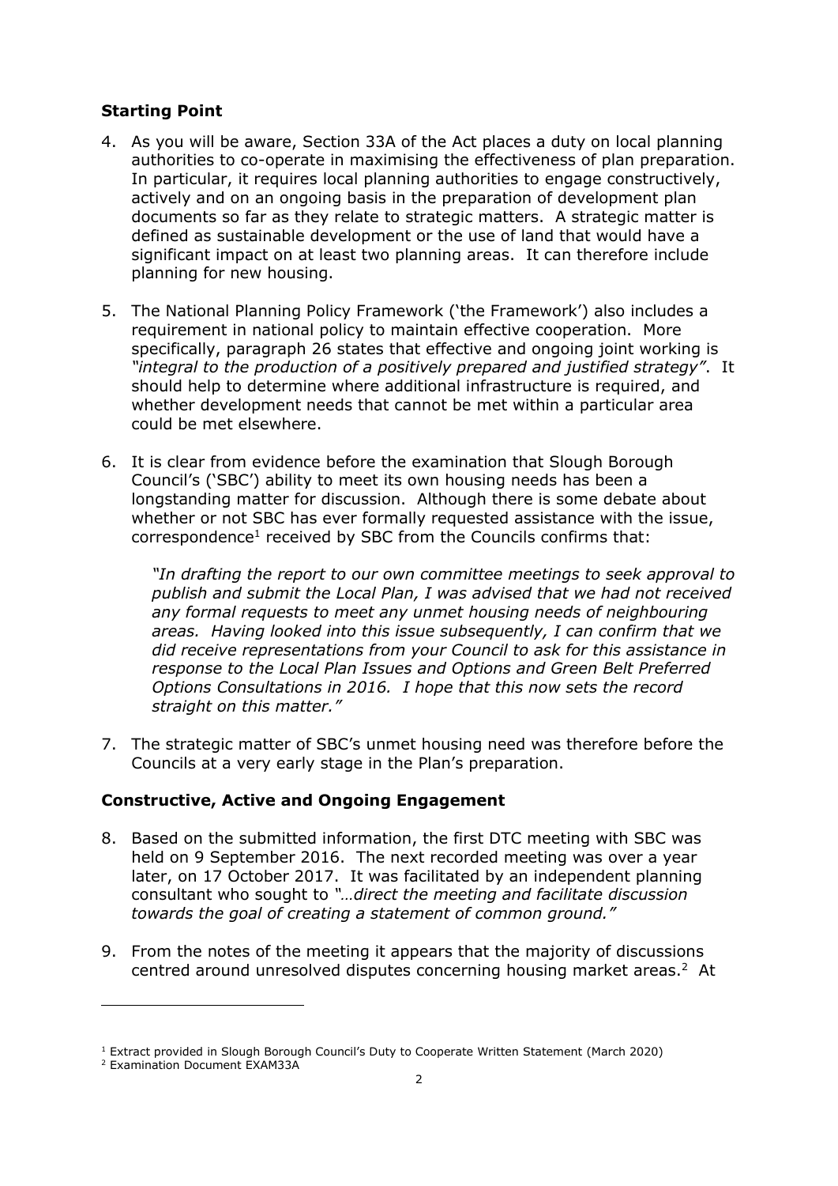## Starting Point

4. As you will be aware, Section 33A of the Act places a duty on local planning authorities to co-operate in maximising the effectiveness of plan preparation. In particular, it requires local planning authorities to engage constructively, actively and on an ongoing basis in the preparation of development plan documents so far as they relate to strategic matters. A strategic matter is defined as sustainable development or the use of land that would have a significant impact on at least two planning areas. It can therefore include planning for new housing.

5. The National Planning Policy Framework ('the Framework') also includes a requirement in national policy to maintain effective cooperation. More specifically, paragraph 26 states that effective and ongoing joint working is *"integral to the production of a positively prepared and justified strategy"*. It should help to determine where additional infrastructure is required, and whether development needs that cannot be met within a particular area could be met elsewhere.

6. It is clear from evidence before the examination that Slough Borough Council's ('SBC') ability to meet its own housing needs has been a longstanding matter for discussion. Although there is some debate about whether or not SBC has ever formally requested assistance with the issue, correspondence[1] received by SBC from the Councils confirms that:

   *"In drafting the report to our own committee meetings to seek approval to publish and submit the Local Plan, I was advised that we had not received any formal requests to meet any unmet housing needs of neighbouring areas. Having looked into this issue subsequently, I can confirm that we did receive representations from your Council to ask for this assistance in response to the Local Plan Issues and Options and Green Belt Preferred Options Consultations in 2016. I hope that this now sets the record straight on this matter."*

7. The strategic matter of SBC's unmet housing need was therefore before the Councils at a very early stage in the Plan's preparation.

## Constructive, Active and Ongoing Engagement

8. Based on the submitted information, the first DTC meeting with SBC was held on 9 September 2016. The next recorded meeting was over a year later, on 17 October 2017. It was facilitated by an independent planning consultant who sought to *"…direct the meeting and facilitate discussion towards the goal of creating a statement of common ground."*

9. From the notes of the meeting it appears that the majority of discussions centred around unresolved disputes concerning housing market areas.[2] At

[1] Extract provided in Slough Borough Council's Duty to Cooperate Written Statement (March 2020)

[2] Examination Document EXAM33A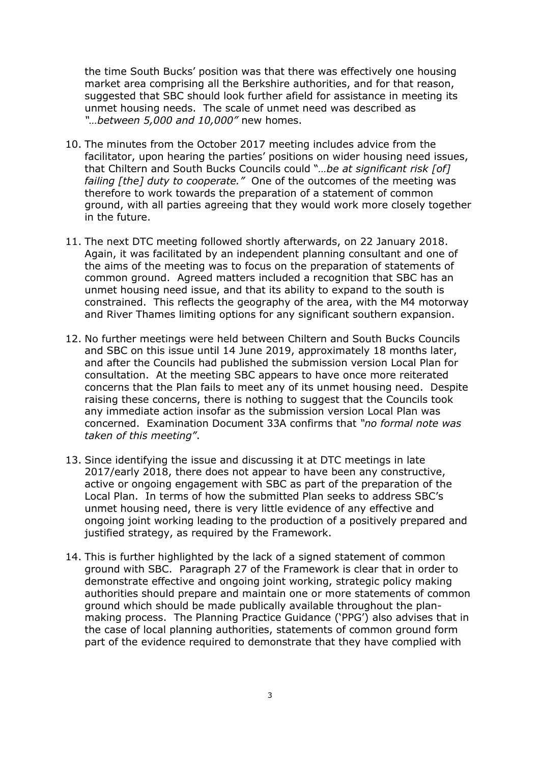the time South Bucks' position was that there was effectively one housing market area comprising all the Berkshire authorities, and for that reason, suggested that SBC should look further afield for assistance in meeting its unmet housing needs. The scale of unmet need was described as *"…between 5,000 and 10,000"* new homes.

10. The minutes from the October 2017 meeting includes advice from the facilitator, upon hearing the parties' positions on wider housing need issues, that Chiltern and South Bucks Councils could "*…be at significant risk [of] failing [the] duty to cooperate."* One of the outcomes of the meeting was therefore to work towards the preparation of a statement of common ground, with all parties agreeing that they would work more closely together in the future.

11. The next DTC meeting followed shortly afterwards, on 22 January 2018. Again, it was facilitated by an independent planning consultant and one of the aims of the meeting was to focus on the preparation of statements of common ground. Agreed matters included a recognition that SBC has an unmet housing need issue, and that its ability to expand to the south is constrained. This reflects the geography of the area, with the M4 motorway and River Thames limiting options for any significant southern expansion.

12. No further meetings were held between Chiltern and South Bucks Councils and SBC on this issue until 14 June 2019, approximately 18 months later, and after the Councils had published the submission version Local Plan for consultation. At the meeting SBC appears to have once more reiterated concerns that the Plan fails to meet any of its unmet housing need. Despite raising these concerns, there is nothing to suggest that the Councils took any immediate action insofar as the submission version Local Plan was concerned. Examination Document 33A confirms that *"no formal note was taken of this meeting"*.

13. Since identifying the issue and discussing it at DTC meetings in late 2017/early 2018, there does not appear to have been any constructive, active or ongoing engagement with SBC as part of the preparation of the Local Plan. In terms of how the submitted Plan seeks to address SBC's unmet housing need, there is very little evidence of any effective and ongoing joint working leading to the production of a positively prepared and justified strategy, as required by the Framework.

14. This is further highlighted by the lack of a signed statement of common ground with SBC. Paragraph 27 of the Framework is clear that in order to demonstrate effective and ongoing joint working, strategic policy making authorities should prepare and maintain one or more statements of common ground which should be made publically available throughout the plan-making process. The Planning Practice Guidance ('PPG') also advises that in the case of local planning authorities, statements of common ground form part of the evidence required to demonstrate that they have complied with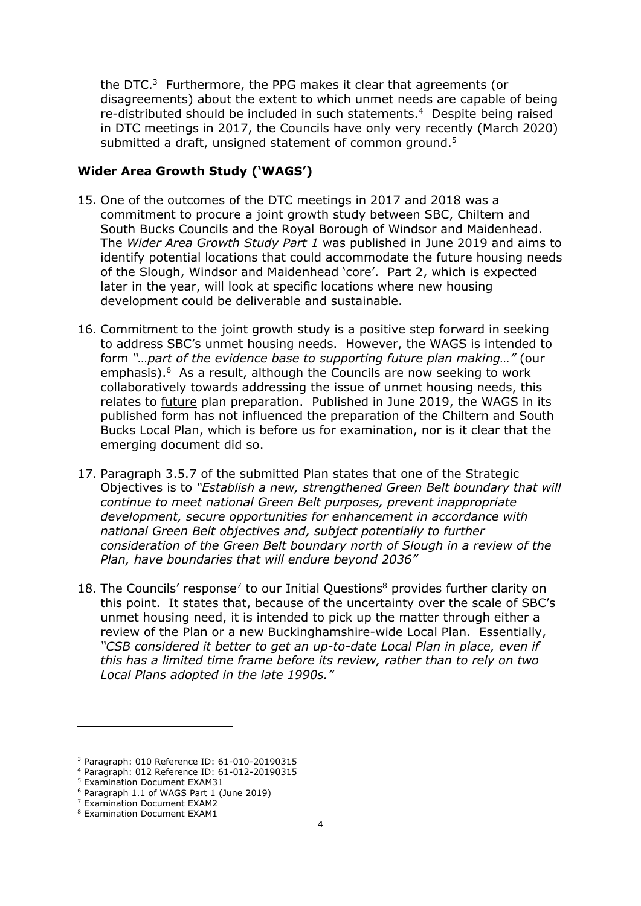the DTC.[3] Furthermore, the PPG makes it clear that agreements (or disagreements) about the extent to which unmet needs are capable of being re-distributed should be included in such statements.[4] Despite being raised in DTC meetings in 2017, the Councils have only very recently (March 2020) submitted a draft, unsigned statement of common ground.[5]

**Wider Area Growth Study ('WAGS')**

15. One of the outcomes of the DTC meetings in 2017 and 2018 was a commitment to procure a joint growth study between SBC, Chiltern and South Bucks Councils and the Royal Borough of Windsor and Maidenhead. The *Wider Area Growth Study Part 1* was published in June 2019 and aims to identify potential locations that could accommodate the future housing needs of the Slough, Windsor and Maidenhead 'core'. Part 2, which is expected later in the year, will look at specific locations where new housing development could be deliverable and sustainable.

16. Commitment to the joint growth study is a positive step forward in seeking to address SBC's unmet housing needs. However, the WAGS is intended to form *"…part of the evidence base to supporting future plan making…"* (our emphasis).[6] As a result, although the Councils are now seeking to work collaboratively towards addressing the issue of unmet housing needs, this relates to future plan preparation. Published in June 2019, the WAGS in its published form has not influenced the preparation of the Chiltern and South Bucks Local Plan, which is before us for examination, nor is it clear that the emerging document did so.

17. Paragraph 3.5.7 of the submitted Plan states that one of the Strategic Objectives is to *"Establish a new, strengthened Green Belt boundary that will continue to meet national Green Belt purposes, prevent inappropriate development, secure opportunities for enhancement in accordance with national Green Belt objectives and, subject potentially to further consideration of the Green Belt boundary north of Slough in a review of the Plan, have boundaries that will endure beyond 2036"*

18. The Councils' response[7] to our Initial Questions[8] provides further clarity on this point. It states that, because of the uncertainty over the scale of SBC's unmet housing need, it is intended to pick up the matter through either a review of the Plan or a new Buckinghamshire-wide Local Plan. Essentially, *"CSB considered it better to get an up-to-date Local Plan in place, even if this has a limited time frame before its review, rather than to rely on two Local Plans adopted in the late 1990s."*

---

[3] Paragraph: 010 Reference ID: 61-010-20190315
[4] Paragraph: 012 Reference ID: 61-012-20190315
[5] Examination Document EXAM31
[6] Paragraph 1.1 of WAGS Part 1 (June 2019)
[7] Examination Document EXAM2
[8] Examination Document EXAM1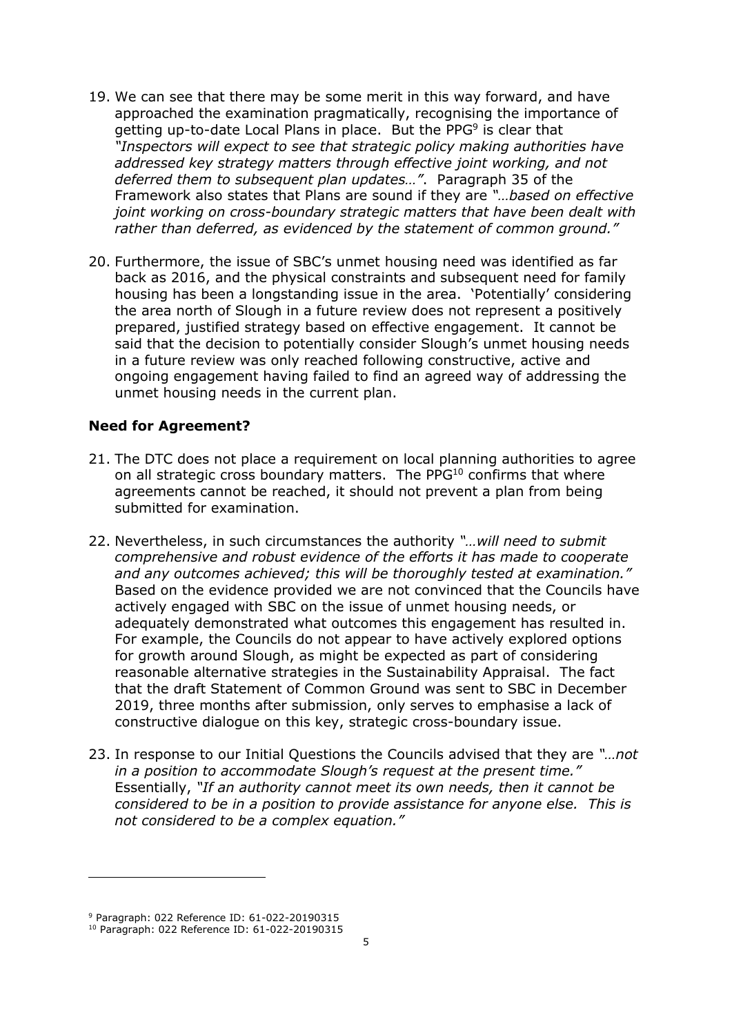19. We can see that there may be some merit in this way forward, and have approached the examination pragmatically, recognising the importance of getting up-to-date Local Plans in place. But the PPG[9] is clear that *"Inspectors will expect to see that strategic policy making authorities have addressed key strategy matters through effective joint working, and not deferred them to subsequent plan updates…"*. Paragraph 35 of the Framework also states that Plans are sound if they are *"…based on effective joint working on cross-boundary strategic matters that have been dealt with rather than deferred, as evidenced by the statement of common ground."*

20. Furthermore, the issue of SBC's unmet housing need was identified as far back as 2016, and the physical constraints and subsequent need for family housing has been a longstanding issue in the area. 'Potentially' considering the area north of Slough in a future review does not represent a positively prepared, justified strategy based on effective engagement. It cannot be said that the decision to potentially consider Slough's unmet housing needs in a future review was only reached following constructive, active and ongoing engagement having failed to find an agreed way of addressing the unmet housing needs in the current plan.

**Need for Agreement?**

21. The DTC does not place a requirement on local planning authorities to agree on all strategic cross boundary matters. The PPG[10] confirms that where agreements cannot be reached, it should not prevent a plan from being submitted for examination.

22. Nevertheless, in such circumstances the authority *"…will need to submit comprehensive and robust evidence of the efforts it has made to cooperate and any outcomes achieved; this will be thoroughly tested at examination."* Based on the evidence provided we are not convinced that the Councils have actively engaged with SBC on the issue of unmet housing needs, or adequately demonstrated what outcomes this engagement has resulted in. For example, the Councils do not appear to have actively explored options for growth around Slough, as might be expected as part of considering reasonable alternative strategies in the Sustainability Appraisal. The fact that the draft Statement of Common Ground was sent to SBC in December 2019, three months after submission, only serves to emphasise a lack of constructive dialogue on this key, strategic cross-boundary issue.

23. In response to our Initial Questions the Councils advised that they are *"…not in a position to accommodate Slough's request at the present time."* Essentially, *"If an authority cannot meet its own needs, then it cannot be considered to be in a position to provide assistance for anyone else. This is not considered to be a complex equation."*

---

[9] Paragraph: 022 Reference ID: 61-022-20190315

[10] Paragraph: 022 Reference ID: 61-022-20190315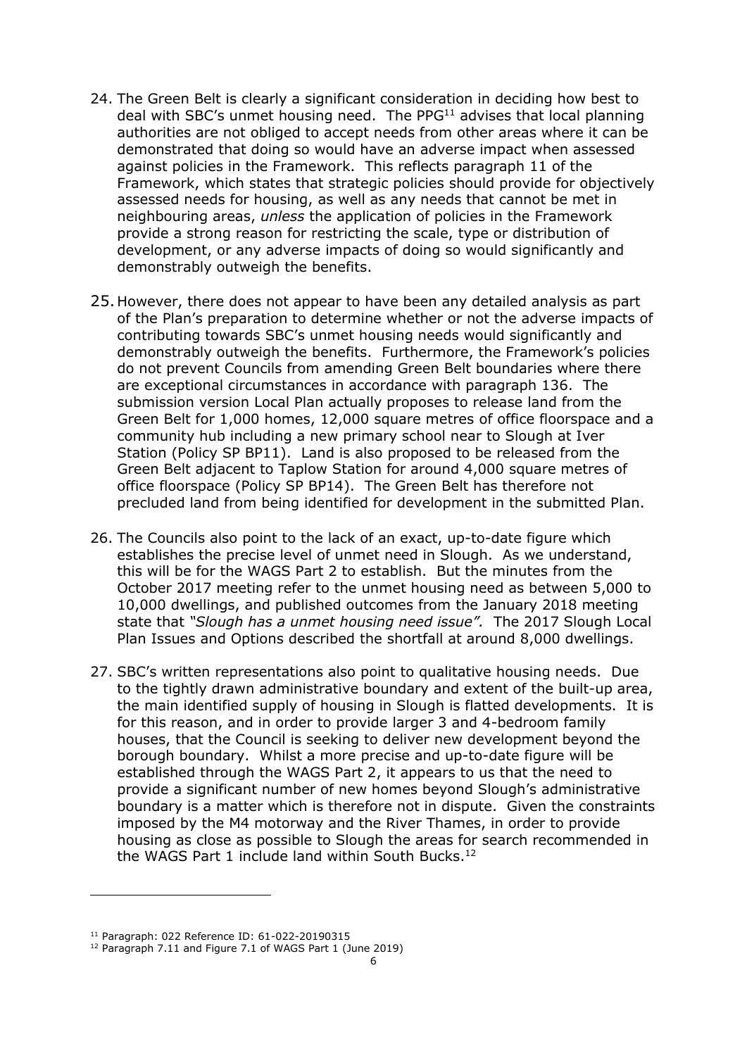24. The Green Belt is clearly a significant consideration in deciding how best to deal with SBC's unmet housing need. The PPG[11] advises that local planning authorities are not obliged to accept needs from other areas where it can be demonstrated that doing so would have an adverse impact when assessed against policies in the Framework. This reflects paragraph 11 of the Framework, which states that strategic policies should provide for objectively assessed needs for housing, as well as any needs that cannot be met in neighbouring areas, *unless* the application of policies in the Framework provide a strong reason for restricting the scale, type or distribution of development, or any adverse impacts of doing so would significantly and demonstrably outweigh the benefits.

25. However, there does not appear to have been any detailed analysis as part of the Plan's preparation to determine whether or not the adverse impacts of contributing towards SBC's unmet housing needs would significantly and demonstrably outweigh the benefits. Furthermore, the Framework's policies do not prevent Councils from amending Green Belt boundaries where there are exceptional circumstances in accordance with paragraph 136. The submission version Local Plan actually proposes to release land from the Green Belt for 1,000 homes, 12,000 square metres of office floorspace and a community hub including a new primary school near to Slough at Iver Station (Policy SP BP11). Land is also proposed to be released from the Green Belt adjacent to Taplow Station for around 4,000 square metres of office floorspace (Policy SP BP14). The Green Belt has therefore not precluded land from being identified for development in the submitted Plan.

26. The Councils also point to the lack of an exact, up-to-date figure which establishes the precise level of unmet need in Slough. As we understand, this will be for the WAGS Part 2 to establish. But the minutes from the October 2017 meeting refer to the unmet housing need as between 5,000 to 10,000 dwellings, and published outcomes from the January 2018 meeting state that *"Slough has a unmet housing need issue".* The 2017 Slough Local Plan Issues and Options described the shortfall at around 8,000 dwellings.

27. SBC's written representations also point to qualitative housing needs. Due to the tightly drawn administrative boundary and extent of the built-up area, the main identified supply of housing in Slough is flatted developments. It is for this reason, and in order to provide larger 3 and 4-bedroom family houses, that the Council is seeking to deliver new development beyond the borough boundary. Whilst a more precise and up-to-date figure will be established through the WAGS Part 2, it appears to us that the need to provide a significant number of new homes beyond Slough's administrative boundary is a matter which is therefore not in dispute. Given the constraints imposed by the M4 motorway and the River Thames, in order to provide housing as close as possible to Slough the areas for search recommended in the WAGS Part 1 include land within South Bucks.[12]

---

[11] Paragraph: 022 Reference ID: 61-022-20190315

[12] Paragraph 7.11 and Figure 7.1 of WAGS Part 1 (June 2019)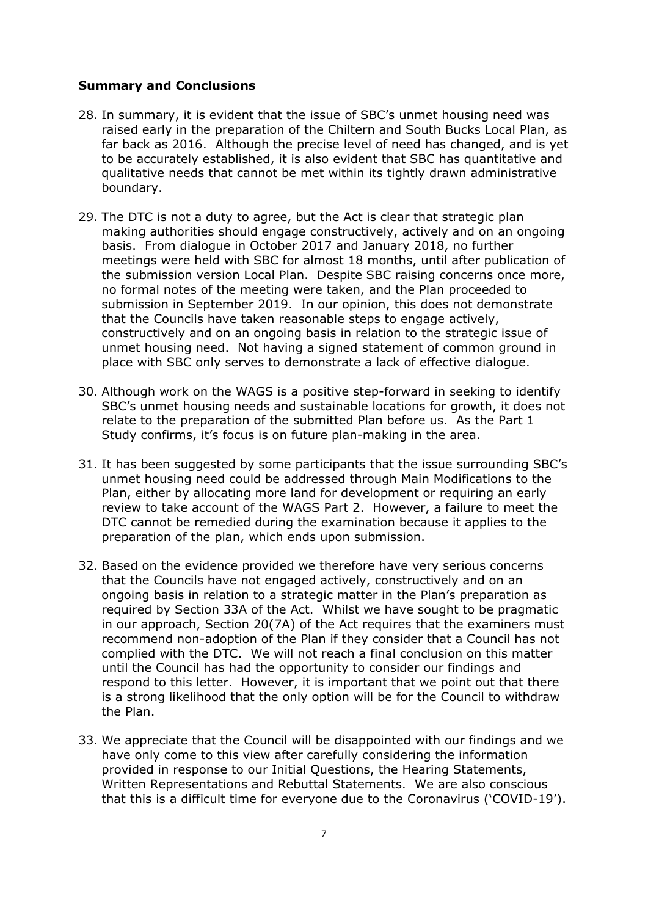## Summary and Conclusions

28. In summary, it is evident that the issue of SBC's unmet housing need was raised early in the preparation of the Chiltern and South Bucks Local Plan, as far back as 2016. Although the precise level of need has changed, and is yet to be accurately established, it is also evident that SBC has quantitative and qualitative needs that cannot be met within its tightly drawn administrative boundary.

29. The DTC is not a duty to agree, but the Act is clear that strategic plan making authorities should engage constructively, actively and on an ongoing basis. From dialogue in October 2017 and January 2018, no further meetings were held with SBC for almost 18 months, until after publication of the submission version Local Plan. Despite SBC raising concerns once more, no formal notes of the meeting were taken, and the Plan proceeded to submission in September 2019. In our opinion, this does not demonstrate that the Councils have taken reasonable steps to engage actively, constructively and on an ongoing basis in relation to the strategic issue of unmet housing need. Not having a signed statement of common ground in place with SBC only serves to demonstrate a lack of effective dialogue.

30. Although work on the WAGS is a positive step-forward in seeking to identify SBC's unmet housing needs and sustainable locations for growth, it does not relate to the preparation of the submitted Plan before us. As the Part 1 Study confirms, it's focus is on future plan-making in the area.

31. It has been suggested by some participants that the issue surrounding SBC's unmet housing need could be addressed through Main Modifications to the Plan, either by allocating more land for development or requiring an early review to take account of the WAGS Part 2. However, a failure to meet the DTC cannot be remedied during the examination because it applies to the preparation of the plan, which ends upon submission.

32. Based on the evidence provided we therefore have very serious concerns that the Councils have not engaged actively, constructively and on an ongoing basis in relation to a strategic matter in the Plan's preparation as required by Section 33A of the Act. Whilst we have sought to be pragmatic in our approach, Section 20(7A) of the Act requires that the examiners must recommend non-adoption of the Plan if they consider that a Council has not complied with the DTC. We will not reach a final conclusion on this matter until the Council has had the opportunity to consider our findings and respond to this letter. However, it is important that we point out that there is a strong likelihood that the only option will be for the Council to withdraw the Plan.

33. We appreciate that the Council will be disappointed with our findings and we have only come to this view after carefully considering the information provided in response to our Initial Questions, the Hearing Statements, Written Representations and Rebuttal Statements. We are also conscious that this is a difficult time for everyone due to the Coronavirus ('COVID-19').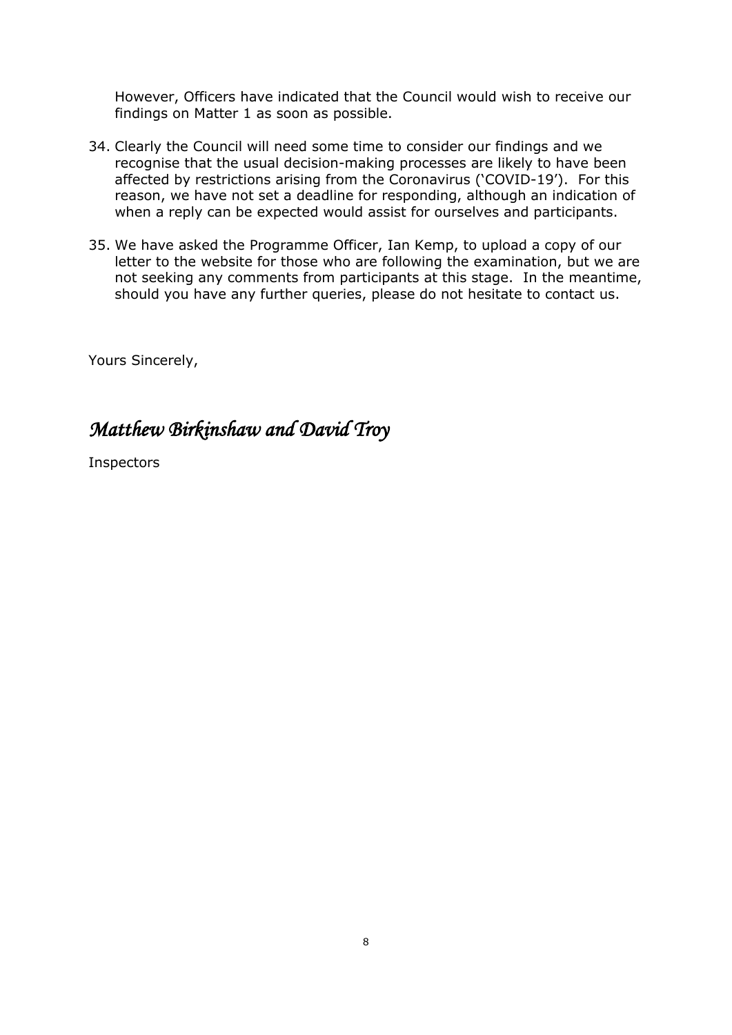However, Officers have indicated that the Council would wish to receive our findings on Matter 1 as soon as possible.

34. Clearly the Council will need some time to consider our findings and we recognise that the usual decision-making processes are likely to have been affected by restrictions arising from the Coronavirus ('COVID-19'). For this reason, we have not set a deadline for responding, although an indication of when a reply can be expected would assist for ourselves and participants.

35. We have asked the Programme Officer, Ian Kemp, to upload a copy of our letter to the website for those who are following the examination, but we are not seeking any comments from participants at this stage. In the meantime, should you have any further queries, please do not hesitate to contact us.

Yours Sincerely,

*Matthew Birkinshaw and David Troy*

Inspectors